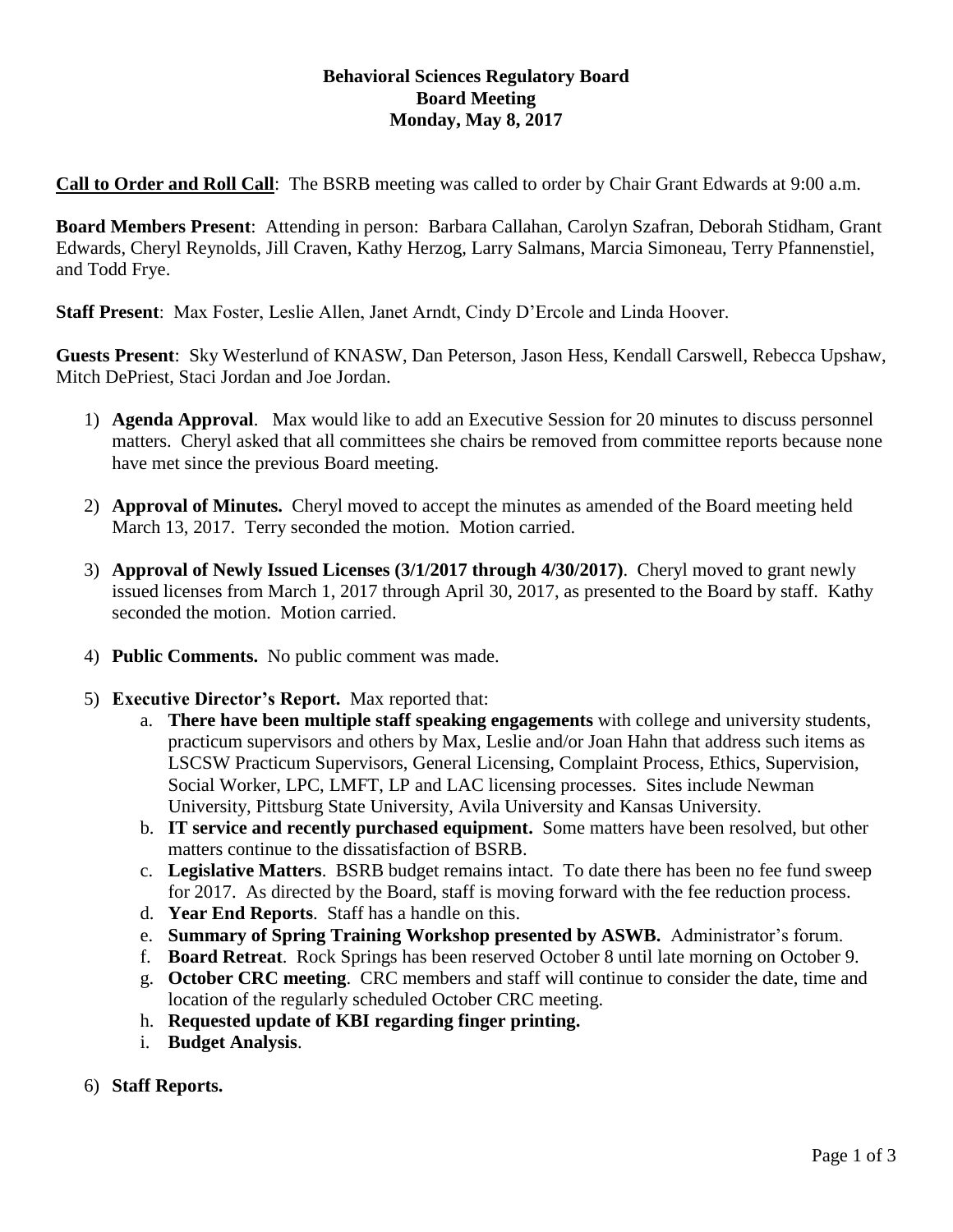**Behavioral Sciences Regulatory Board**
**Board Meeting**
**Monday, May 8, 2017**

**Call to Order and Roll Call**: The BSRB meeting was called to order by Chair Grant Edwards at 9:00 a.m.

**Board Members Present**: Attending in person: Barbara Callahan, Carolyn Szafran, Deborah Stidham, Grant Edwards, Cheryl Reynolds, Jill Craven, Kathy Herzog, Larry Salmans, Marcia Simoneau, Terry Pfannenstiel, and Todd Frye.

**Staff Present**: Max Foster, Leslie Allen, Janet Arndt, Cindy D'Ercole and Linda Hoover.

**Guests Present**: Sky Westerlund of KNASW, Dan Peterson, Jason Hess, Kendall Carswell, Rebecca Upshaw, Mitch DePriest, Staci Jordan and Joe Jordan.

1) **Agenda Approval**. Max would like to add an Executive Session for 20 minutes to discuss personnel matters. Cheryl asked that all committees she chairs be removed from committee reports because none have met since the previous Board meeting.

2) **Approval of Minutes.** Cheryl moved to accept the minutes as amended of the Board meeting held March 13, 2017. Terry seconded the motion. Motion carried.

3) **Approval of Newly Issued Licenses (3/1/2017 through 4/30/2017)**. Cheryl moved to grant newly issued licenses from March 1, 2017 through April 30, 2017, as presented to the Board by staff. Kathy seconded the motion. Motion carried.

4) **Public Comments.** No public comment was made.

5) **Executive Director's Report.** Max reported that:
   a. **There have been multiple staff speaking engagements** with college and university students, practicum supervisors and others by Max, Leslie and/or Joan Hahn that address such items as LSCSW Practicum Supervisors, General Licensing, Complaint Process, Ethics, Supervision, Social Worker, LPC, LMFT, LP and LAC licensing processes. Sites include Newman University, Pittsburg State University, Avila University and Kansas University.
   b. **IT service and recently purchased equipment.** Some matters have been resolved, but other matters continue to the dissatisfaction of BSRB.
   c. **Legislative Matters**. BSRB budget remains intact. To date there has been no fee fund sweep for 2017. As directed by the Board, staff is moving forward with the fee reduction process.
   d. **Year End Reports**. Staff has a handle on this.
   e. **Summary of Spring Training Workshop presented by ASWB.** Administrator's forum.
   f. **Board Retreat**. Rock Springs has been reserved October 8 until late morning on October 9.
   g. **October CRC meeting**. CRC members and staff will continue to consider the date, time and location of the regularly scheduled October CRC meeting.
   h. **Requested update of KBI regarding finger printing.**
   i. **Budget Analysis**.

6) **Staff Reports.**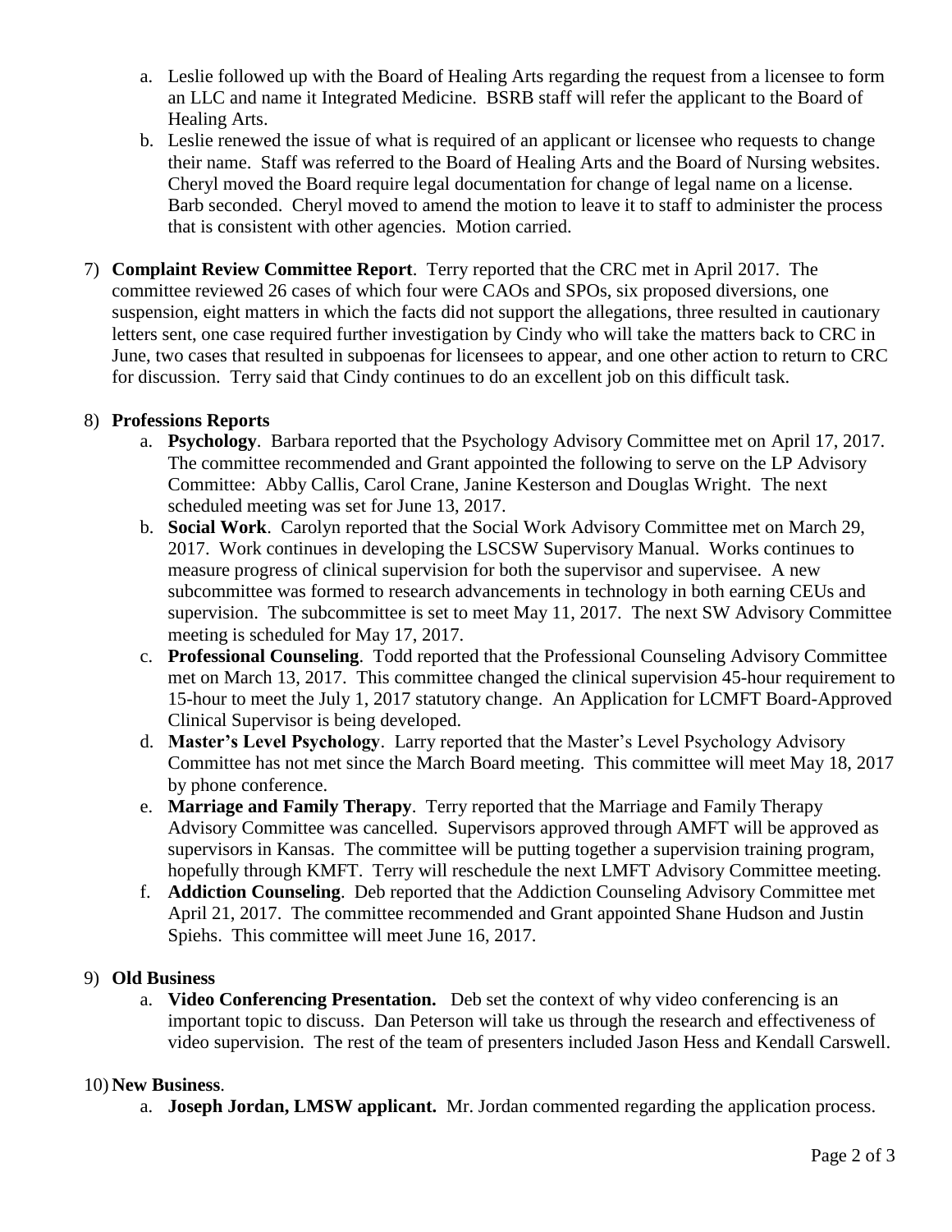a. Leslie followed up with the Board of Healing Arts regarding the request from a licensee to form an LLC and name it Integrated Medicine. BSRB staff will refer the applicant to the Board of Healing Arts.
b. Leslie renewed the issue of what is required of an applicant or licensee who requests to change their name. Staff was referred to the Board of Healing Arts and the Board of Nursing websites. Cheryl moved the Board require legal documentation for change of legal name on a license. Barb seconded. Cheryl moved to amend the motion to leave it to staff to administer the process that is consistent with other agencies. Motion carried.

7) **Complaint Review Committee Report**. Terry reported that the CRC met in April 2017. The committee reviewed 26 cases of which four were CAOs and SPOs, six proposed diversions, one suspension, eight matters in which the facts did not support the allegations, three resulted in cautionary letters sent, one case required further investigation by Cindy who will take the matters back to CRC in June, two cases that resulted in subpoenas for licensees to appear, and one other action to return to CRC for discussion. Terry said that Cindy continues to do an excellent job on this difficult task.

8) **Professions Reports**
   a. **Psychology**. Barbara reported that the Psychology Advisory Committee met on April 17, 2017. The committee recommended and Grant appointed the following to serve on the LP Advisory Committee: Abby Callis, Carol Crane, Janine Kesterson and Douglas Wright. The next scheduled meeting was set for June 13, 2017.
   b. **Social Work**. Carolyn reported that the Social Work Advisory Committee met on March 29, 2017. Work continues in developing the LSCSW Supervisory Manual. Works continues to measure progress of clinical supervision for both the supervisor and supervisee. A new subcommittee was formed to research advancements in technology in both earning CEUs and supervision. The subcommittee is set to meet May 11, 2017. The next SW Advisory Committee meeting is scheduled for May 17, 2017.
   c. **Professional Counseling**. Todd reported that the Professional Counseling Advisory Committee met on March 13, 2017. This committee changed the clinical supervision 45-hour requirement to 15-hour to meet the July 1, 2017 statutory change. An Application for LCMFT Board-Approved Clinical Supervisor is being developed.
   d. **Master's Level Psychology**. Larry reported that the Master's Level Psychology Advisory Committee has not met since the March Board meeting. This committee will meet May 18, 2017 by phone conference.
   e. **Marriage and Family Therapy**. Terry reported that the Marriage and Family Therapy Advisory Committee was cancelled. Supervisors approved through AMFT will be approved as supervisors in Kansas. The committee will be putting together a supervision training program, hopefully through KMFT. Terry will reschedule the next LMFT Advisory Committee meeting.
   f. **Addiction Counseling**. Deb reported that the Addiction Counseling Advisory Committee met April 21, 2017. The committee recommended and Grant appointed Shane Hudson and Justin Spiehs. This committee will meet June 16, 2017.

9) **Old Business**
   a. **Video Conferencing Presentation.** Deb set the context of why video conferencing is an important topic to discuss. Dan Peterson will take us through the research and effectiveness of video supervision. The rest of the team of presenters included Jason Hess and Kendall Carswell.

10) **New Business**.
   a. **Joseph Jordan, LMSW applicant.** Mr. Jordan commented regarding the application process.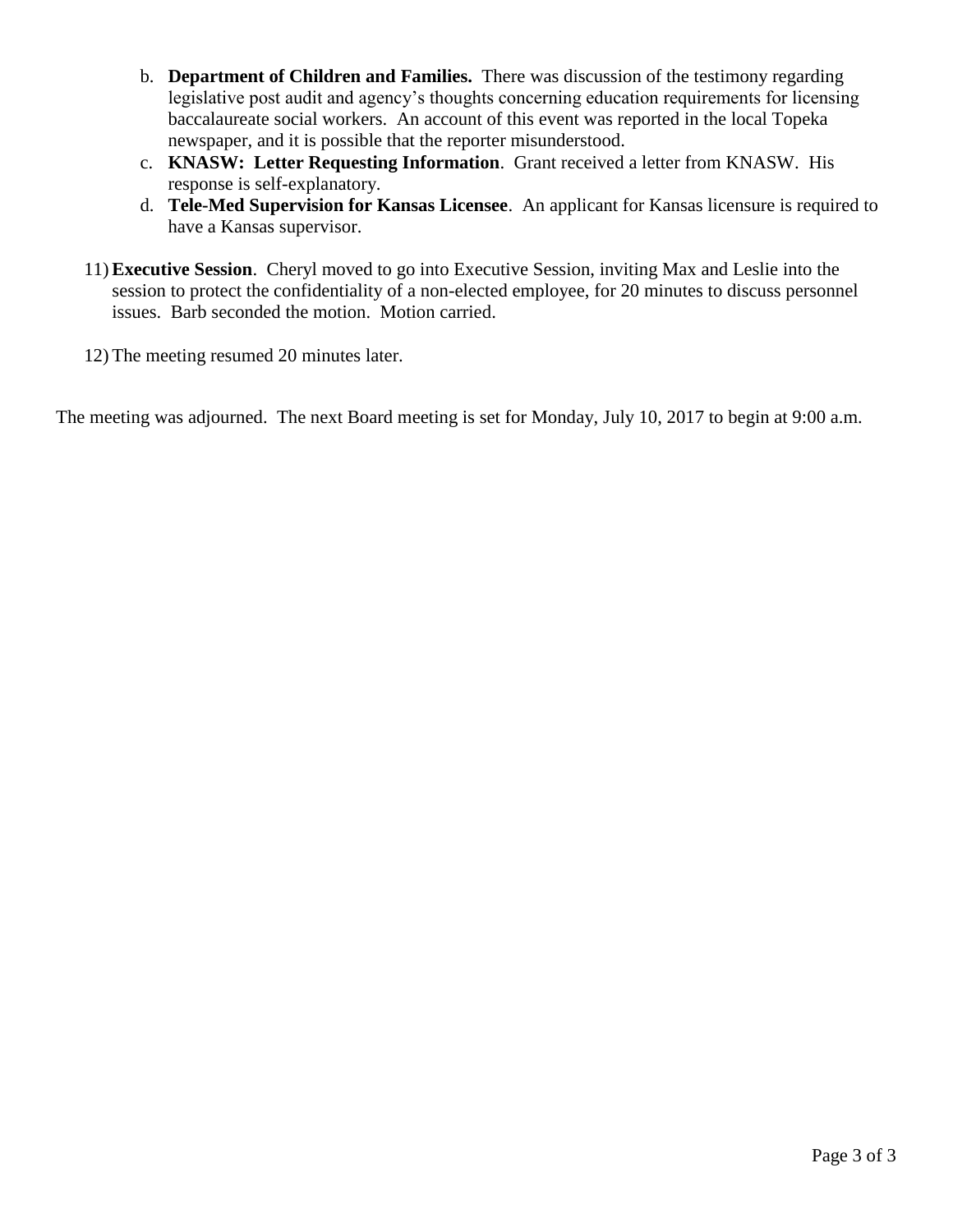b. **Department of Children and Families.** There was discussion of the testimony regarding legislative post audit and agency's thoughts concerning education requirements for licensing baccalaureate social workers. An account of this event was reported in the local Topeka newspaper, and it is possible that the reporter misunderstood.
   c. **KNASW: Letter Requesting Information**. Grant received a letter from KNASW. His response is self-explanatory.
   d. **Tele-Med Supervision for Kansas Licensee**. An applicant for Kansas licensure is required to have a Kansas supervisor.

11) **Executive Session**. Cheryl moved to go into Executive Session, inviting Max and Leslie into the session to protect the confidentiality of a non-elected employee, for 20 minutes to discuss personnel issues. Barb seconded the motion. Motion carried.

12) The meeting resumed 20 minutes later.

The meeting was adjourned. The next Board meeting is set for Monday, July 10, 2017 to begin at 9:00 a.m.